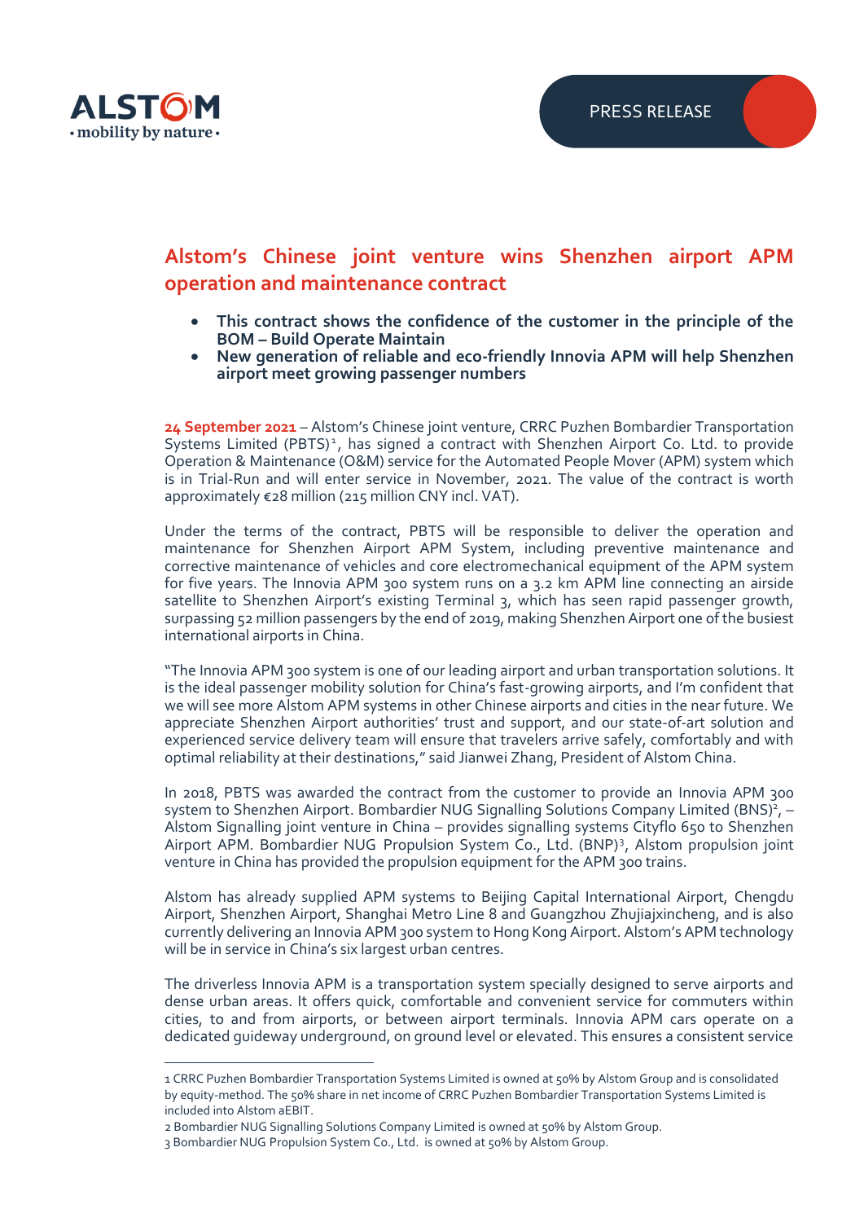# Alstom's Chinese joint venture wins Shenzhen airport APM operation and maintenance contract

- **This contract shows the confidence of the customer in the principle of the BOM – Build Operate Maintain**
- **New generation of reliable and eco-friendly Innovia APM will help Shenzhen airport meet growing passenger numbers**

**24 September 2021** – Alstom's Chinese joint venture, CRRC Puzhen Bombardier Transportation Systems Limited (PBTS)[1], has signed a contract with Shenzhen Airport Co. Ltd. to provide Operation & Maintenance (O&M) service for the Automated People Mover (APM) system which is in Trial-Run and will enter service in November, 2021. The value of the contract is worth approximately €28 million (215 million CNY incl. VAT).

Under the terms of the contract, PBTS will be responsible to deliver the operation and maintenance for Shenzhen Airport APM System, including preventive maintenance and corrective maintenance of vehicles and core electromechanical equipment of the APM system for five years. The Innovia APM 300 system runs on a 3.2 km APM line connecting an airside satellite to Shenzhen Airport's existing Terminal 3, which has seen rapid passenger growth, surpassing 52 million passengers by the end of 2019, making Shenzhen Airport one of the busiest international airports in China.

"The Innovia APM 300 system is one of our leading airport and urban transportation solutions. It is the ideal passenger mobility solution for China's fast-growing airports, and I'm confident that we will see more Alstom APM systems in other Chinese airports and cities in the near future. We appreciate Shenzhen Airport authorities' trust and support, and our state-of-art solution and experienced service delivery team will ensure that travelers arrive safely, comfortably and with optimal reliability at their destinations," said Jianwei Zhang, President of Alstom China.

In 2018, PBTS was awarded the contract from the customer to provide an Innovia APM 300 system to Shenzhen Airport. Bombardier NUG Signalling Solutions Company Limited (BNS)[2], – Alstom Signalling joint venture in China – provides signalling systems Cityflo 650 to Shenzhen Airport APM. Bombardier NUG Propulsion System Co., Ltd. (BNP)[3], Alstom propulsion joint venture in China has provided the propulsion equipment for the APM 300 trains.

Alstom has already supplied APM systems to Beijing Capital International Airport, Chengdu Airport, Shenzhen Airport, Shanghai Metro Line 8 and Guangzhou Zhujiajxincheng, and is also currently delivering an Innovia APM 300 system to Hong Kong Airport. Alstom's APM technology will be in service in China's six largest urban centres.

The driverless Innovia APM is a transportation system specially designed to serve airports and dense urban areas. It offers quick, comfortable and convenient service for commuters within cities, to and from airports, or between airport terminals. Innovia APM cars operate on a dedicated guideway underground, on ground level or elevated. This ensures a consistent service

---

1 CRRC Puzhen Bombardier Transportation Systems Limited is owned at 50% by Alstom Group and is consolidated by equity-method. The 50% share in net income of CRRC Puzhen Bombardier Transportation Systems Limited is included into Alstom aEBIT.

2 Bombardier NUG Signalling Solutions Company Limited is owned at 50% by Alstom Group.

3 Bombardier NUG Propulsion System Co., Ltd. is owned at 50% by Alstom Group.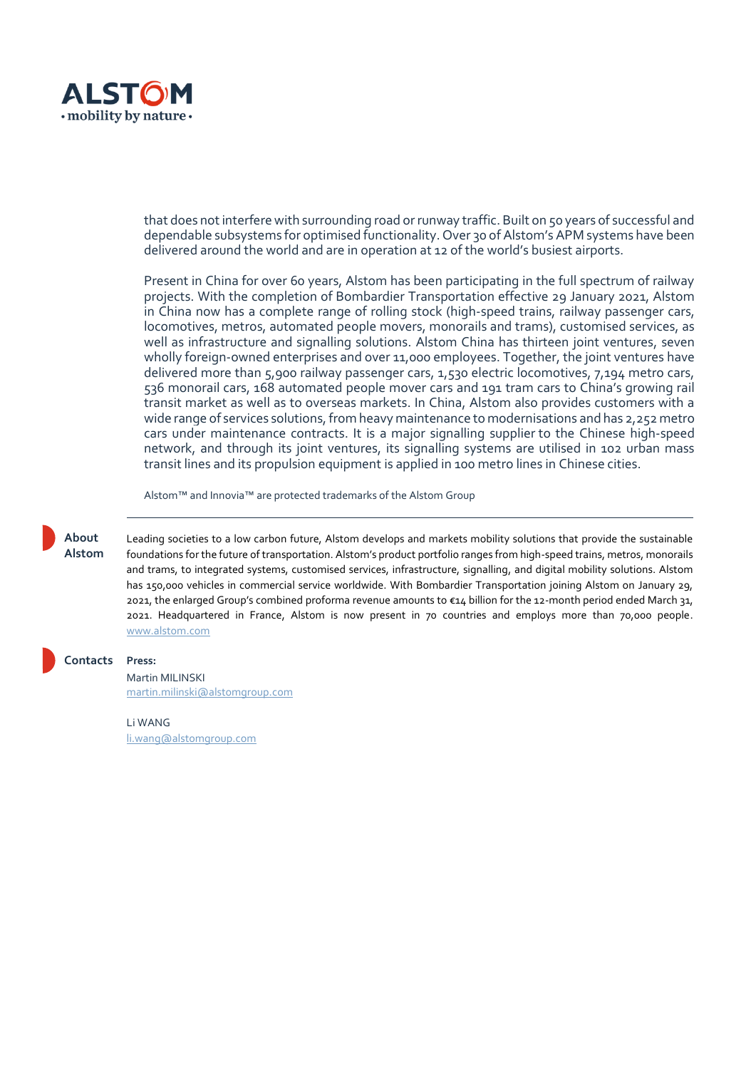that does not interfere with surrounding road or runway traffic. Built on 50 years of successful and dependable subsystems for optimised functionality. Over 30 of Alstom's APM systems have been delivered around the world and are in operation at 12 of the world's busiest airports.

Present in China for over 60 years, Alstom has been participating in the full spectrum of railway projects. With the completion of Bombardier Transportation effective 29 January 2021, Alstom in China now has a complete range of rolling stock (high-speed trains, railway passenger cars, locomotives, metros, automated people movers, monorails and trams), customised services, as well as infrastructure and signalling solutions. Alstom China has thirteen joint ventures, seven wholly foreign-owned enterprises and over 11,000 employees. Together, the joint ventures have delivered more than 5,900 railway passenger cars, 1,530 electric locomotives, 7,194 metro cars, 536 monorail cars, 168 automated people mover cars and 191 tram cars to China's growing rail transit market as well as to overseas markets. In China, Alstom also provides customers with a wide range of services solutions, from heavy maintenance to modernisations and has 2,252 metro cars under maintenance contracts. It is a major signalling supplier to the Chinese high-speed network, and through its joint ventures, its signalling systems are utilised in 102 urban mass transit lines and its propulsion equipment is applied in 100 metro lines in Chinese cities.

Alstom™ and Innovia™ are protected trademarks of the Alstom Group

---

## About Alstom

Leading societies to a low carbon future, Alstom develops and markets mobility solutions that provide the sustainable foundations for the future of transportation. Alstom's product portfolio ranges from high-speed trains, metros, monorails and trams, to integrated systems, customised services, infrastructure, signalling, and digital mobility solutions. Alstom has 150,000 vehicles in commercial service worldwide. With Bombardier Transportation joining Alstom on January 29, 2021, the enlarged Group's combined proforma revenue amounts to €14 billion for the 12-month period ended March 31, 2021. Headquartered in France, Alstom is now present in 70 countries and employs more than 70,000 people. www.alstom.com

## Contacts

**Press:**

Martin MILINSKI
martin.milinski@alstomgroup.com

Li WANG
li.wang@alstomgroup.com